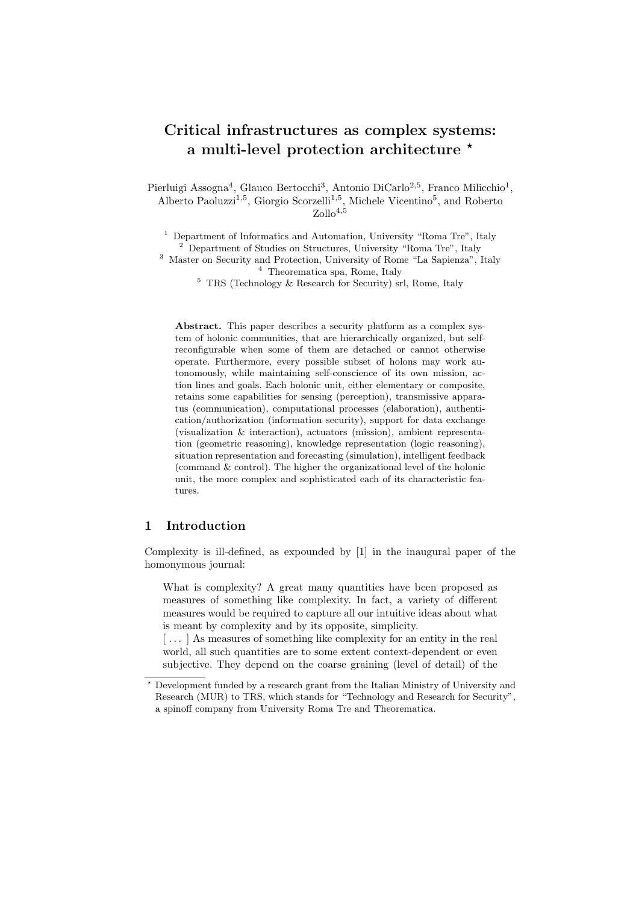# Critical infrastructures as complex systems: a multi-level protection architecture ⋆

Pierluigi Assogna[4], Glauco Bertocchi[3], Antonio DiCarlo[2,5], Franco Milicchio[1], Alberto Paoluzzi[1,5], Giorgio Scorzelli[1,5], Michele Vicentino[5], and Roberto Zollo[4,5]

[1] Department of Informatics and Automation, University "Roma Tre", Italy
[2] Department of Studies on Structures, University "Roma Tre", Italy
[3] Master on Security and Protection, University of Rome "La Sapienza", Italy
[4] Theorematica spa, Rome, Italy
[5] TRS (Technology & Research for Security) srl, Rome, Italy

**Abstract.** This paper describes a security platform as a complex system of holonic communities, that are hierarchically organized, but self-reconfigurable when some of them are detached or cannot otherwise operate. Furthermore, every possible subset of holons may work autonomously, while maintaining self-conscience of its own mission, action lines and goals. Each holonic unit, either elementary or composite, retains some capabilities for sensing (perception), transmissive apparatus (communication), computational processes (elaboration), authentication/authorization (information security), support for data exchange (visualization & interaction), actuators (mission), ambient representation (geometric reasoning), knowledge representation (logic reasoning), situation representation and forecasting (simulation), intelligent feedback (command & control). The higher the organizational level of the holonic unit, the more complex and sophisticated each of its characteristic features.

## 1 Introduction

Complexity is ill-defined, as expounded by [1] in the inaugural paper of the homonymous journal:

> What is complexity? A great many quantities have been proposed as measures of something like complexity. In fact, a variety of different measures would be required to capture all our intuitive ideas about what is meant by complexity and by its opposite, simplicity.
> [ . . . ] As measures of something like complexity for an entity in the real world, all such quantities are to some extent context-dependent or even subjective. They depend on the coarse graining (level of detail) of the

⋆ Development funded by a research grant from the Italian Ministry of University and Research (MUR) to TRS, which stands for "Technology and Research for Security", a spinoff company from University Roma Tre and Theorematica.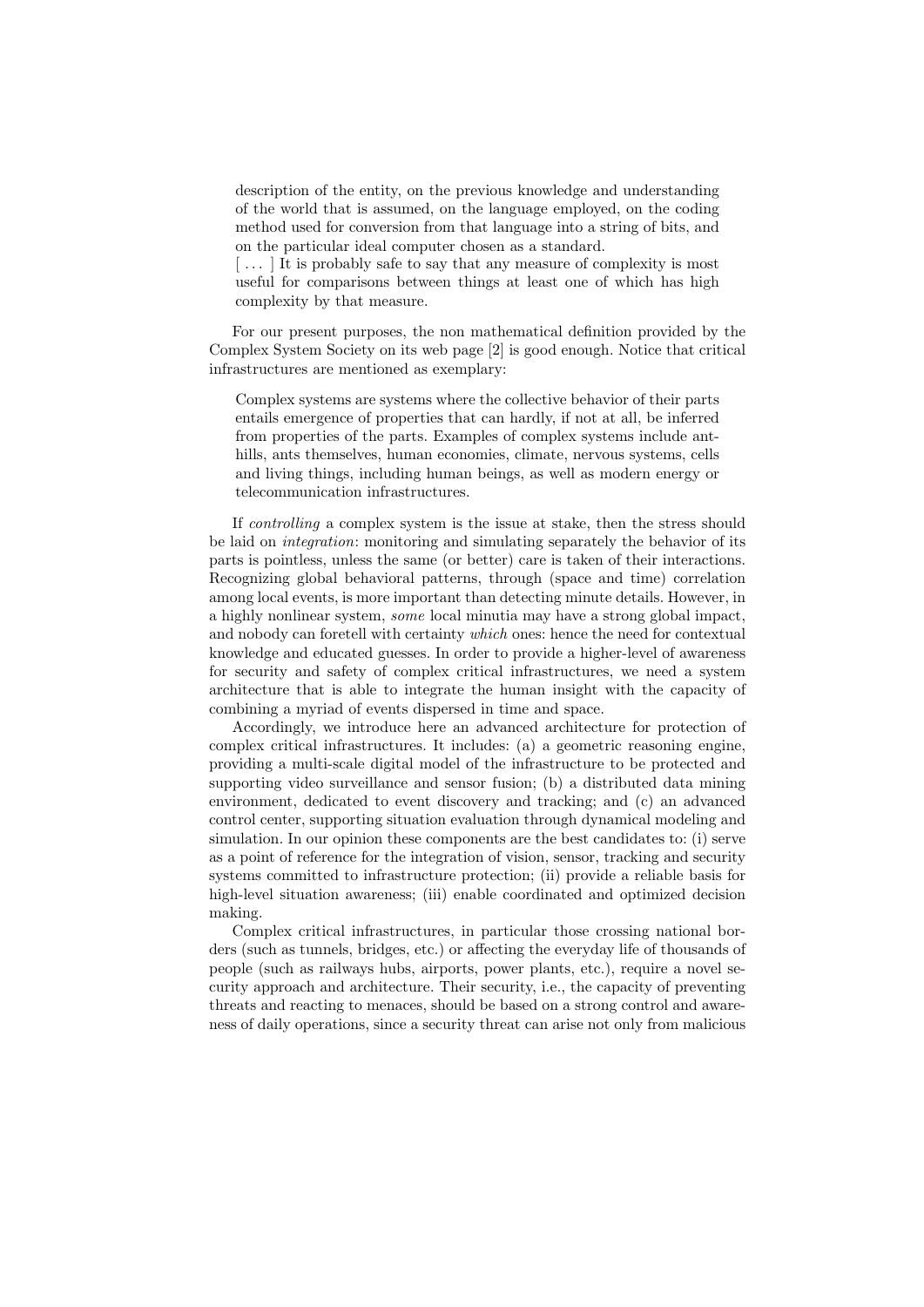> description of the entity, on the previous knowledge and understanding of the world that is assumed, on the language employed, on the coding method used for conversion from that language into a string of bits, and on the particular ideal computer chosen as a standard.
> [ . . . ] It is probably safe to say that any measure of complexity is most useful for comparisons between things at least one of which has high complexity by that measure.

For our present purposes, the non mathematical definition provided by the Complex System Society on its web page [2] is good enough. Notice that critical infrastructures are mentioned as exemplary:

> Complex systems are systems where the collective behavior of their parts entails emergence of properties that can hardly, if not at all, be inferred from properties of the parts. Examples of complex systems include ant-hills, ants themselves, human economies, climate, nervous systems, cells and living things, including human beings, as well as modern energy or telecommunication infrastructures.

If *controlling* a complex system is the issue at stake, then the stress should be laid on *integration*: monitoring and simulating separately the behavior of its parts is pointless, unless the same (or better) care is taken of their interactions. Recognizing global behavioral patterns, through (space and time) correlation among local events, is more important than detecting minute details. However, in a highly nonlinear system, *some* local minutia may have a strong global impact, and nobody can foretell with certainty *which* ones: hence the need for contextual knowledge and educated guesses. In order to provide a higher-level of awareness for security and safety of complex critical infrastructures, we need a system architecture that is able to integrate the human insight with the capacity of combining a myriad of events dispersed in time and space.

Accordingly, we introduce here an advanced architecture for protection of complex critical infrastructures. It includes: (a) a geometric reasoning engine, providing a multi-scale digital model of the infrastructure to be protected and supporting video surveillance and sensor fusion; (b) a distributed data mining environment, dedicated to event discovery and tracking; and (c) an advanced control center, supporting situation evaluation through dynamical modeling and simulation. In our opinion these components are the best candidates to: (i) serve as a point of reference for the integration of vision, sensor, tracking and security systems committed to infrastructure protection; (ii) provide a reliable basis for high-level situation awareness; (iii) enable coordinated and optimized decision making.

Complex critical infrastructures, in particular those crossing national borders (such as tunnels, bridges, etc.) or affecting the everyday life of thousands of people (such as railways hubs, airports, power plants, etc.), require a novel security approach and architecture. Their security, i.e., the capacity of preventing threats and reacting to menaces, should be based on a strong control and awareness of daily operations, since a security threat can arise not only from malicious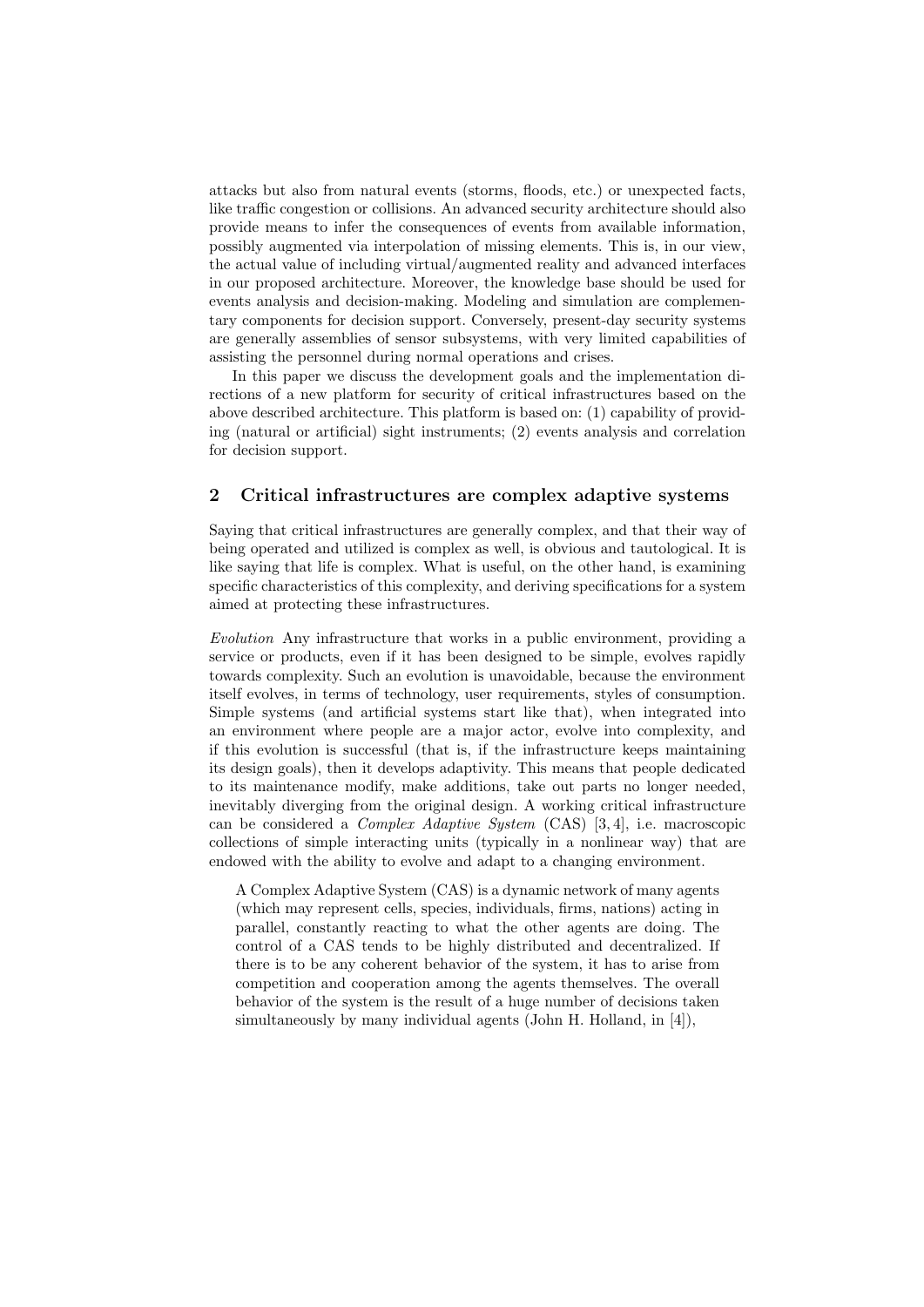attacks but also from natural events (storms, floods, etc.) or unexpected facts, like traffic congestion or collisions. An advanced security architecture should also provide means to infer the consequences of events from available information, possibly augmented via interpolation of missing elements. This is, in our view, the actual value of including virtual/augmented reality and advanced interfaces in our proposed architecture. Moreover, the knowledge base should be used for events analysis and decision-making. Modeling and simulation are complementary components for decision support. Conversely, present-day security systems are generally assemblies of sensor subsystems, with very limited capabilities of assisting the personnel during normal operations and crises.

In this paper we discuss the development goals and the implementation directions of a new platform for security of critical infrastructures based on the above described architecture. This platform is based on: (1) capability of providing (natural or artificial) sight instruments; (2) events analysis and correlation for decision support.

## 2 Critical infrastructures are complex adaptive systems

Saying that critical infrastructures are generally complex, and that their way of being operated and utilized is complex as well, is obvious and tautological. It is like saying that life is complex. What is useful, on the other hand, is examining specific characteristics of this complexity, and deriving specifications for a system aimed at protecting these infrastructures.

*Evolution* Any infrastructure that works in a public environment, providing a service or products, even if it has been designed to be simple, evolves rapidly towards complexity. Such an evolution is unavoidable, because the environment itself evolves, in terms of technology, user requirements, styles of consumption. Simple systems (and artificial systems start like that), when integrated into an environment where people are a major actor, evolve into complexity, and if this evolution is successful (that is, if the infrastructure keeps maintaining its design goals), then it develops adaptivity. This means that people dedicated to its maintenance modify, make additions, take out parts no longer needed, inevitably diverging from the original design. A working critical infrastructure can be considered a *Complex Adaptive System* (CAS) [3, 4], i.e. macroscopic collections of simple interacting units (typically in a nonlinear way) that are endowed with the ability to evolve and adapt to a changing environment.

> A Complex Adaptive System (CAS) is a dynamic network of many agents (which may represent cells, species, individuals, firms, nations) acting in parallel, constantly reacting to what the other agents are doing. The control of a CAS tends to be highly distributed and decentralized. If there is to be any coherent behavior of the system, it has to arise from competition and cooperation among the agents themselves. The overall behavior of the system is the result of a huge number of decisions taken simultaneously by many individual agents (John H. Holland, in [4]),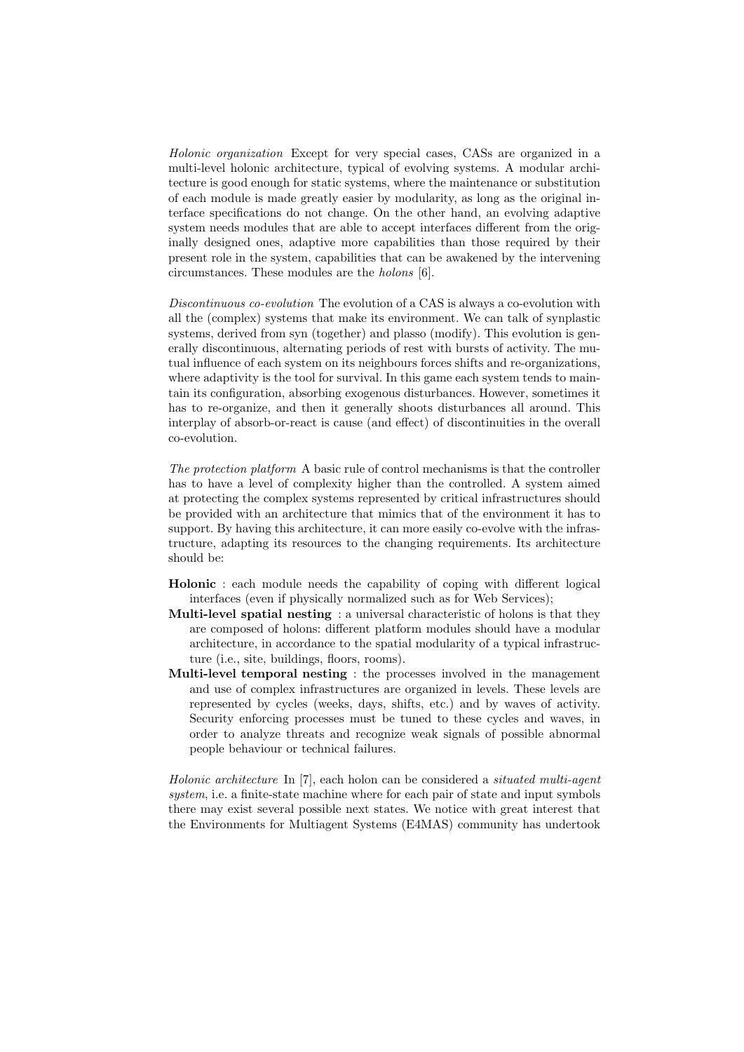*Holonic organization* Except for very special cases, CASs are organized in a multi-level holonic architecture, typical of evolving systems. A modular architecture is good enough for static systems, where the maintenance or substitution of each module is made greatly easier by modularity, as long as the original interface specifications do not change. On the other hand, an evolving adaptive system needs modules that are able to accept interfaces different from the originally designed ones, adaptive more capabilities than those required by their present role in the system, capabilities that can be awakened by the intervening circumstances. These modules are the *holons* [6].

*Discontinuous co-evolution* The evolution of a CAS is always a co-evolution with all the (complex) systems that make its environment. We can talk of synplastic systems, derived from syn (together) and plasso (modify). This evolution is generally discontinuous, alternating periods of rest with bursts of activity. The mutual influence of each system on its neighbours forces shifts and re-organizations, where adaptivity is the tool for survival. In this game each system tends to maintain its configuration, absorbing exogenous disturbances. However, sometimes it has to re-organize, and then it generally shoots disturbances all around. This interplay of absorb-or-react is cause (and effect) of discontinuities in the overall co-evolution.

*The protection platform* A basic rule of control mechanisms is that the controller has to have a level of complexity higher than the controlled. A system aimed at protecting the complex systems represented by critical infrastructures should be provided with an architecture that mimics that of the environment it has to support. By having this architecture, it can more easily co-evolve with the infrastructure, adapting its resources to the changing requirements. Its architecture should be:

- **Holonic** : each module needs the capability of coping with different logical interfaces (even if physically normalized such as for Web Services);
- **Multi-level spatial nesting** : a universal characteristic of holons is that they are composed of holons: different platform modules should have a modular architecture, in accordance to the spatial modularity of a typical infrastructure (i.e., site, buildings, floors, rooms).
- **Multi-level temporal nesting** : the processes involved in the management and use of complex infrastructures are organized in levels. These levels are represented by cycles (weeks, days, shifts, etc.) and by waves of activity. Security enforcing processes must be tuned to these cycles and waves, in order to analyze threats and recognize weak signals of possible abnormal people behaviour or technical failures.

*Holonic architecture* In [7], each holon can be considered a *situated multi-agent system*, i.e. a finite-state machine where for each pair of state and input symbols there may exist several possible next states. We notice with great interest that the Environments for Multiagent Systems (E4MAS) community has undertook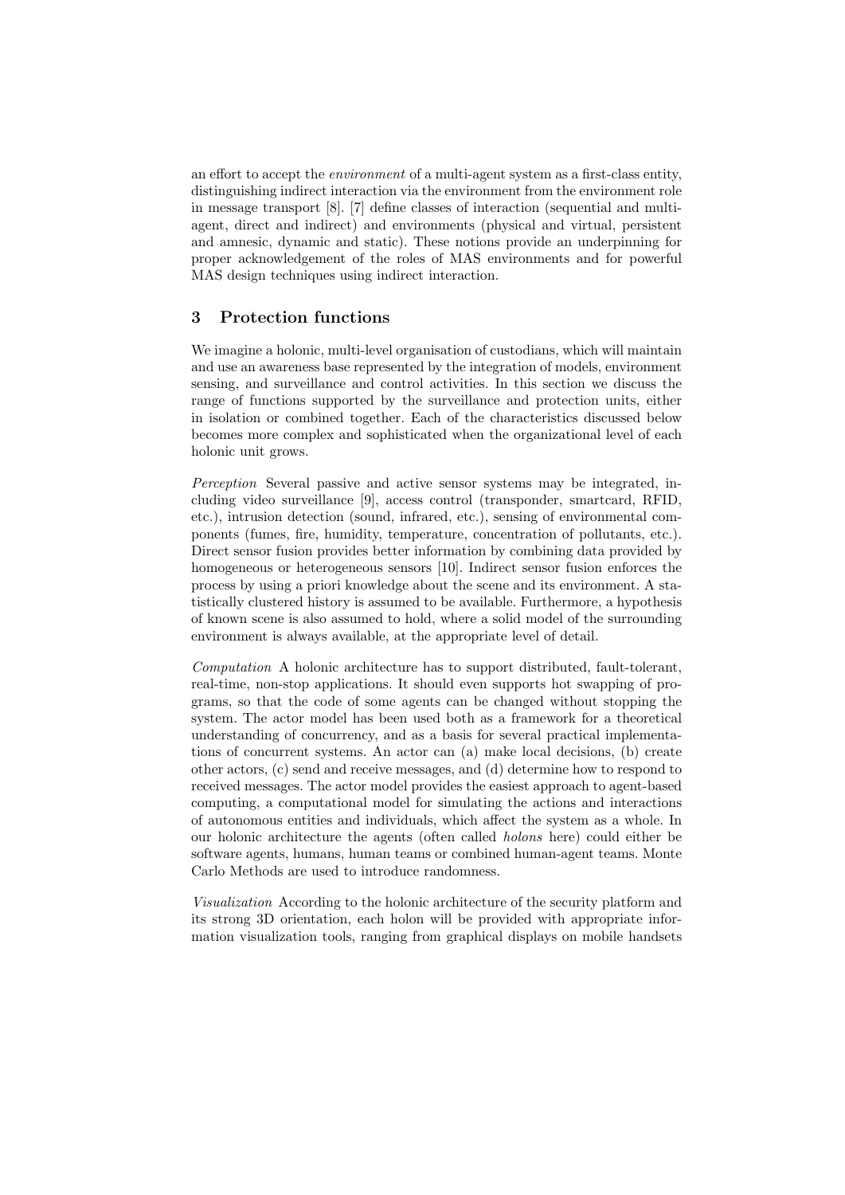an effort to accept the *environment* of a multi-agent system as a first-class entity, distinguishing indirect interaction via the environment from the environment role in message transport [8]. [7] define classes of interaction (sequential and multi-agent, direct and indirect) and environments (physical and virtual, persistent and amnesic, dynamic and static). These notions provide an underpinning for proper acknowledgement of the roles of MAS environments and for powerful MAS design techniques using indirect interaction.

## 3 Protection functions

We imagine a holonic, multi-level organisation of custodians, which will maintain and use an awareness base represented by the integration of models, environment sensing, and surveillance and control activities. In this section we discuss the range of functions supported by the surveillance and protection units, either in isolation or combined together. Each of the characteristics discussed below becomes more complex and sophisticated when the organizational level of each holonic unit grows.

*Perception* Several passive and active sensor systems may be integrated, including video surveillance [9], access control (transponder, smartcard, RFID, etc.), intrusion detection (sound, infrared, etc.), sensing of environmental components (fumes, fire, humidity, temperature, concentration of pollutants, etc.). Direct sensor fusion provides better information by combining data provided by homogeneous or heterogeneous sensors [10]. Indirect sensor fusion enforces the process by using a priori knowledge about the scene and its environment. A statistically clustered history is assumed to be available. Furthermore, a hypothesis of known scene is also assumed to hold, where a solid model of the surrounding environment is always available, at the appropriate level of detail.

*Computation* A holonic architecture has to support distributed, fault-tolerant, real-time, non-stop applications. It should even supports hot swapping of programs, so that the code of some agents can be changed without stopping the system. The actor model has been used both as a framework for a theoretical understanding of concurrency, and as a basis for several practical implementations of concurrent systems. An actor can (a) make local decisions, (b) create other actors, (c) send and receive messages, and (d) determine how to respond to received messages. The actor model provides the easiest approach to agent-based computing, a computational model for simulating the actions and interactions of autonomous entities and individuals, which affect the system as a whole. In our holonic architecture the agents (often called *holons* here) could either be software agents, humans, human teams or combined human-agent teams. Monte Carlo Methods are used to introduce randomness.

*Visualization* According to the holonic architecture of the security platform and its strong 3D orientation, each holon will be provided with appropriate information visualization tools, ranging from graphical displays on mobile handsets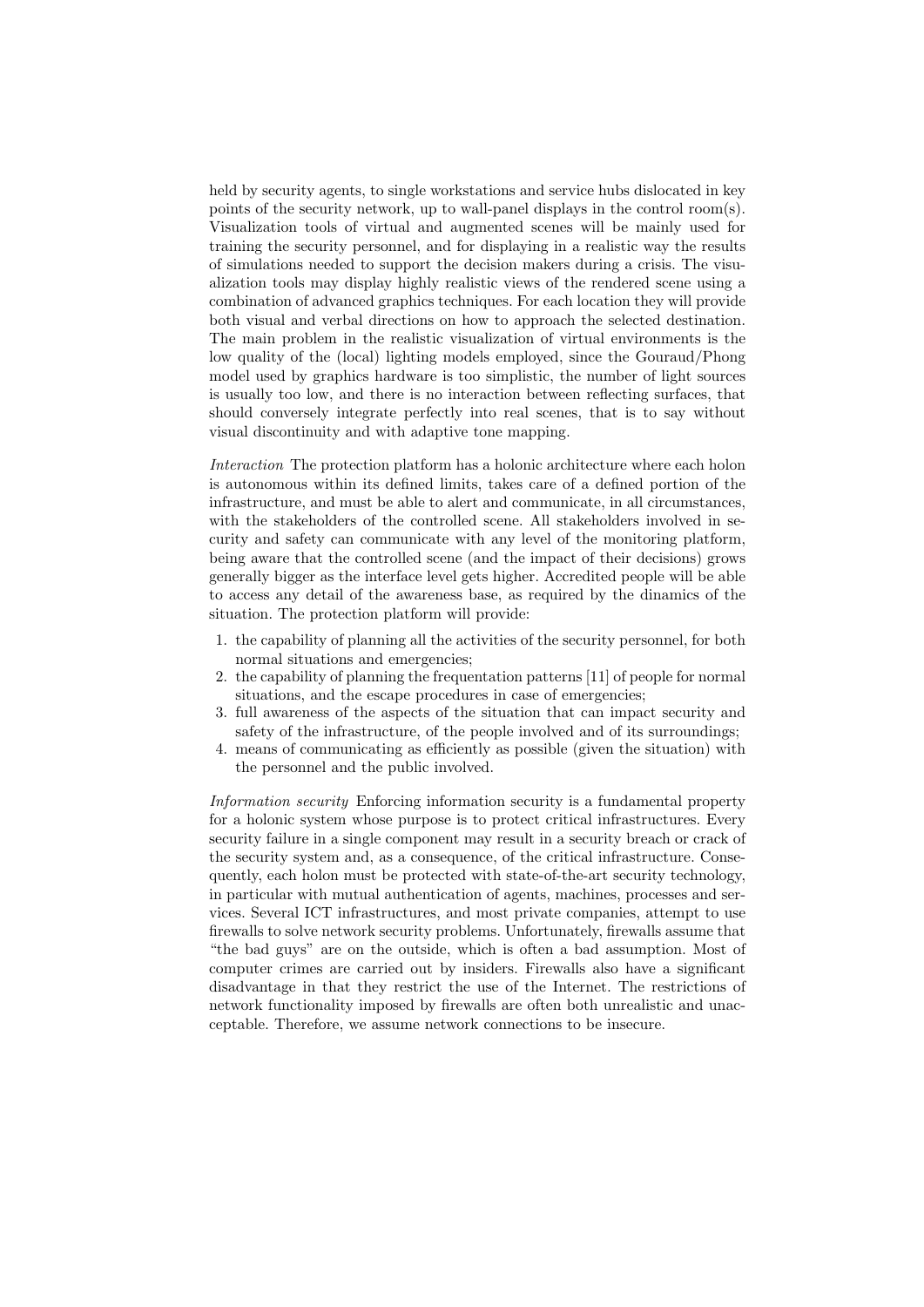held by security agents, to single workstations and service hubs dislocated in key points of the security network, up to wall-panel displays in the control room(s). Visualization tools of virtual and augmented scenes will be mainly used for training the security personnel, and for displaying in a realistic way the results of simulations needed to support the decision makers during a crisis. The visualization tools may display highly realistic views of the rendered scene using a combination of advanced graphics techniques. For each location they will provide both visual and verbal directions on how to approach the selected destination. The main problem in the realistic visualization of virtual environments is the low quality of the (local) lighting models employed, since the Gouraud/Phong model used by graphics hardware is too simplistic, the number of light sources is usually too low, and there is no interaction between reflecting surfaces, that should conversely integrate perfectly into real scenes, that is to say without visual discontinuity and with adaptive tone mapping.

*Interaction* The protection platform has a holonic architecture where each holon is autonomous within its defined limits, takes care of a defined portion of the infrastructure, and must be able to alert and communicate, in all circumstances, with the stakeholders of the controlled scene. All stakeholders involved in security and safety can communicate with any level of the monitoring platform, being aware that the controlled scene (and the impact of their decisions) grows generally bigger as the interface level gets higher. Accredited people will be able to access any detail of the awareness base, as required by the dinamics of the situation. The protection platform will provide:

1. the capability of planning all the activities of the security personnel, for both normal situations and emergencies;
2. the capability of planning the frequentation patterns [11] of people for normal situations, and the escape procedures in case of emergencies;
3. full awareness of the aspects of the situation that can impact security and safety of the infrastructure, of the people involved and of its surroundings;
4. means of communicating as efficiently as possible (given the situation) with the personnel and the public involved.

*Information security* Enforcing information security is a fundamental property for a holonic system whose purpose is to protect critical infrastructures. Every security failure in a single component may result in a security breach or crack of the security system and, as a consequence, of the critical infrastructure. Consequently, each holon must be protected with state-of-the-art security technology, in particular with mutual authentication of agents, machines, processes and services. Several ICT infrastructures, and most private companies, attempt to use firewalls to solve network security problems. Unfortunately, firewalls assume that "the bad guys" are on the outside, which is often a bad assumption. Most of computer crimes are carried out by insiders. Firewalls also have a significant disadvantage in that they restrict the use of the Internet. The restrictions of network functionality imposed by firewalls are often both unrealistic and unacceptable. Therefore, we assume network connections to be insecure.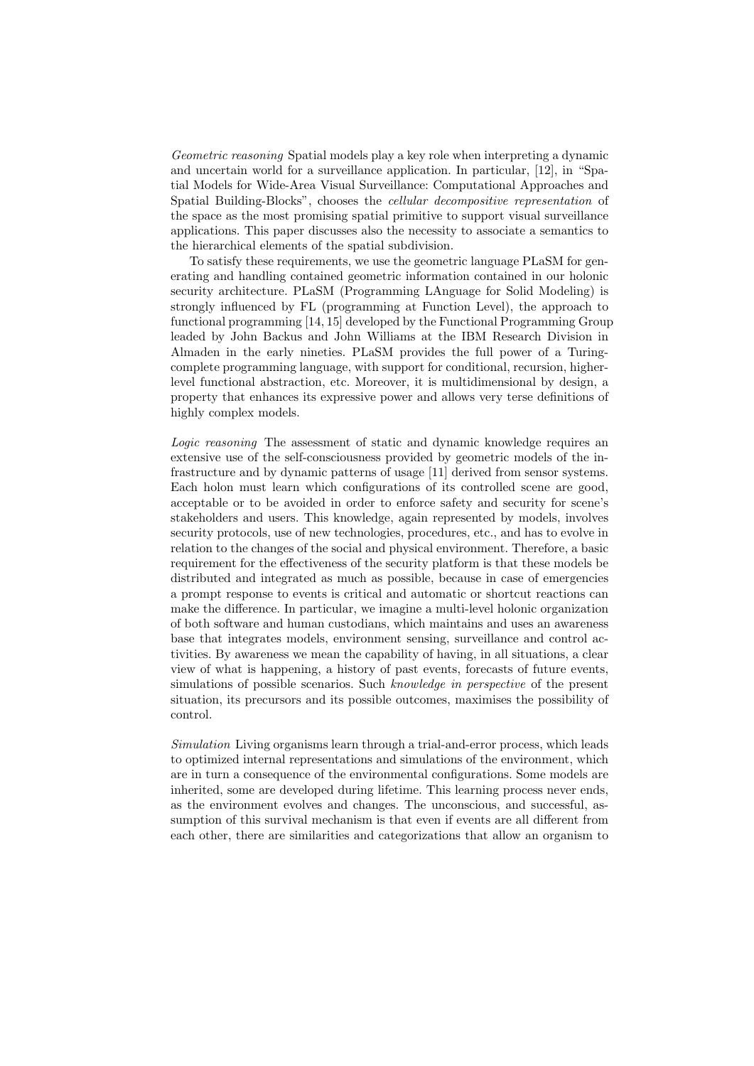*Geometric reasoning* Spatial models play a key role when interpreting a dynamic and uncertain world for a surveillance application. In particular, [12], in "Spatial Models for Wide-Area Visual Surveillance: Computational Approaches and Spatial Building-Blocks", chooses the *cellular decompositive representation* of the space as the most promising spatial primitive to support visual surveillance applications. This paper discusses also the necessity to associate a semantics to the hierarchical elements of the spatial subdivision.

To satisfy these requirements, we use the geometric language PLaSM for generating and handling contained geometric information contained in our holonic security architecture. PLaSM (Programming LAnguage for Solid Modeling) is strongly influenced by FL (programming at Function Level), the approach to functional programming [14, 15] developed by the Functional Programming Group leaded by John Backus and John Williams at the IBM Research Division in Almaden in the early nineties. PLaSM provides the full power of a Turing-complete programming language, with support for conditional, recursion, higher-level functional abstraction, etc. Moreover, it is multidimensional by design, a property that enhances its expressive power and allows very terse definitions of highly complex models.

*Logic reasoning* The assessment of static and dynamic knowledge requires an extensive use of the self-consciousness provided by geometric models of the infrastructure and by dynamic patterns of usage [11] derived from sensor systems. Each holon must learn which configurations of its controlled scene are good, acceptable or to be avoided in order to enforce safety and security for scene's stakeholders and users. This knowledge, again represented by models, involves security protocols, use of new technologies, procedures, etc., and has to evolve in relation to the changes of the social and physical environment. Therefore, a basic requirement for the effectiveness of the security platform is that these models be distributed and integrated as much as possible, because in case of emergencies a prompt response to events is critical and automatic or shortcut reactions can make the difference. In particular, we imagine a multi-level holonic organization of both software and human custodians, which maintains and uses an awareness base that integrates models, environment sensing, surveillance and control activities. By awareness we mean the capability of having, in all situations, a clear view of what is happening, a history of past events, forecasts of future events, simulations of possible scenarios. Such *knowledge in perspective* of the present situation, its precursors and its possible outcomes, maximises the possibility of control.

*Simulation* Living organisms learn through a trial-and-error process, which leads to optimized internal representations and simulations of the environment, which are in turn a consequence of the environmental configurations. Some models are inherited, some are developed during lifetime. This learning process never ends, as the environment evolves and changes. The unconscious, and successful, assumption of this survival mechanism is that even if events are all different from each other, there are similarities and categorizations that allow an organism to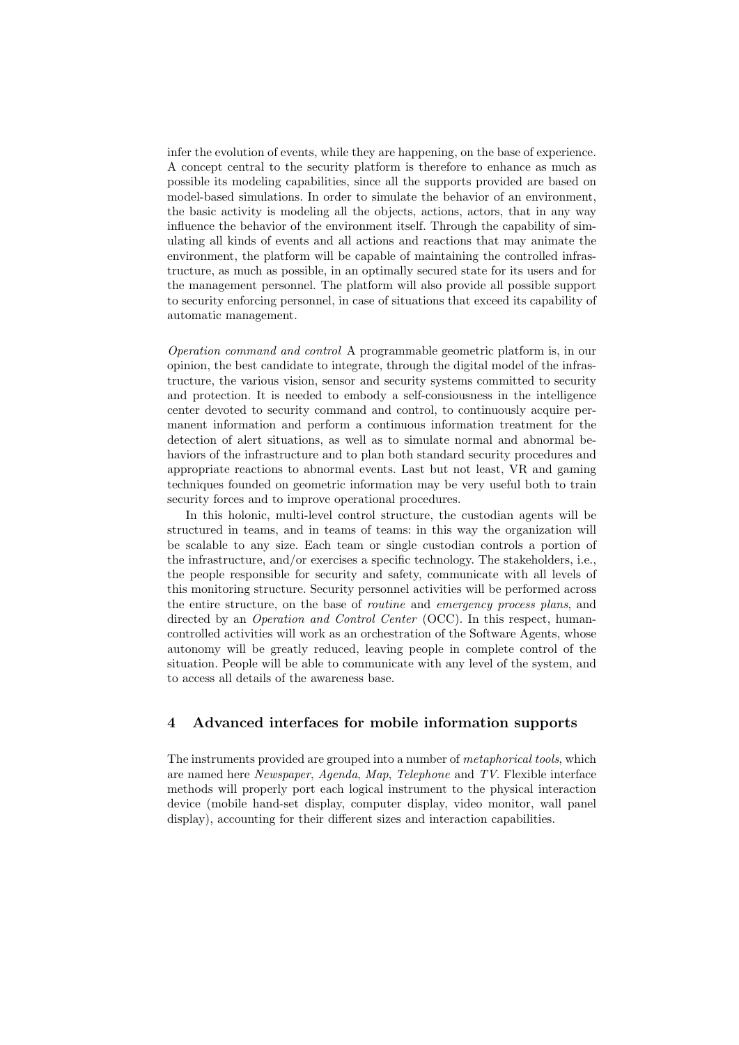infer the evolution of events, while they are happening, on the base of experience. A concept central to the security platform is therefore to enhance as much as possible its modeling capabilities, since all the supports provided are based on model-based simulations. In order to simulate the behavior of an environment, the basic activity is modeling all the objects, actions, actors, that in any way influence the behavior of the environment itself. Through the capability of simulating all kinds of events and all actions and reactions that may animate the environment, the platform will be capable of maintaining the controlled infrastructure, as much as possible, in an optimally secured state for its users and for the management personnel. The platform will also provide all possible support to security enforcing personnel, in case of situations that exceed its capability of automatic management.

*Operation command and control* A programmable geometric platform is, in our opinion, the best candidate to integrate, through the digital model of the infrastructure, the various vision, sensor and security systems committed to security and protection. It is needed to embody a self-consiousness in the intelligence center devoted to security command and control, to continuously acquire permanent information and perform a continuous information treatment for the detection of alert situations, as well as to simulate normal and abnormal behaviors of the infrastructure and to plan both standard security procedures and appropriate reactions to abnormal events. Last but not least, VR and gaming techniques founded on geometric information may be very useful both to train security forces and to improve operational procedures.

In this holonic, multi-level control structure, the custodian agents will be structured in teams, and in teams of teams: in this way the organization will be scalable to any size. Each team or single custodian controls a portion of the infrastructure, and/or exercises a specific technology. The stakeholders, i.e., the people responsible for security and safety, communicate with all levels of this monitoring structure. Security personnel activities will be performed across the entire structure, on the base of *routine* and *emergency process plans*, and directed by an *Operation and Control Center* (OCC). In this respect, human-controlled activities will work as an orchestration of the Software Agents, whose autonomy will be greatly reduced, leaving people in complete control of the situation. People will be able to communicate with any level of the system, and to access all details of the awareness base.

## 4 Advanced interfaces for mobile information supports

The instruments provided are grouped into a number of *metaphorical tools*, which are named here *Newspaper*, *Agenda*, *Map*, *Telephone* and *TV*. Flexible interface methods will properly port each logical instrument to the physical interaction device (mobile hand-set display, computer display, video monitor, wall panel display), accounting for their different sizes and interaction capabilities.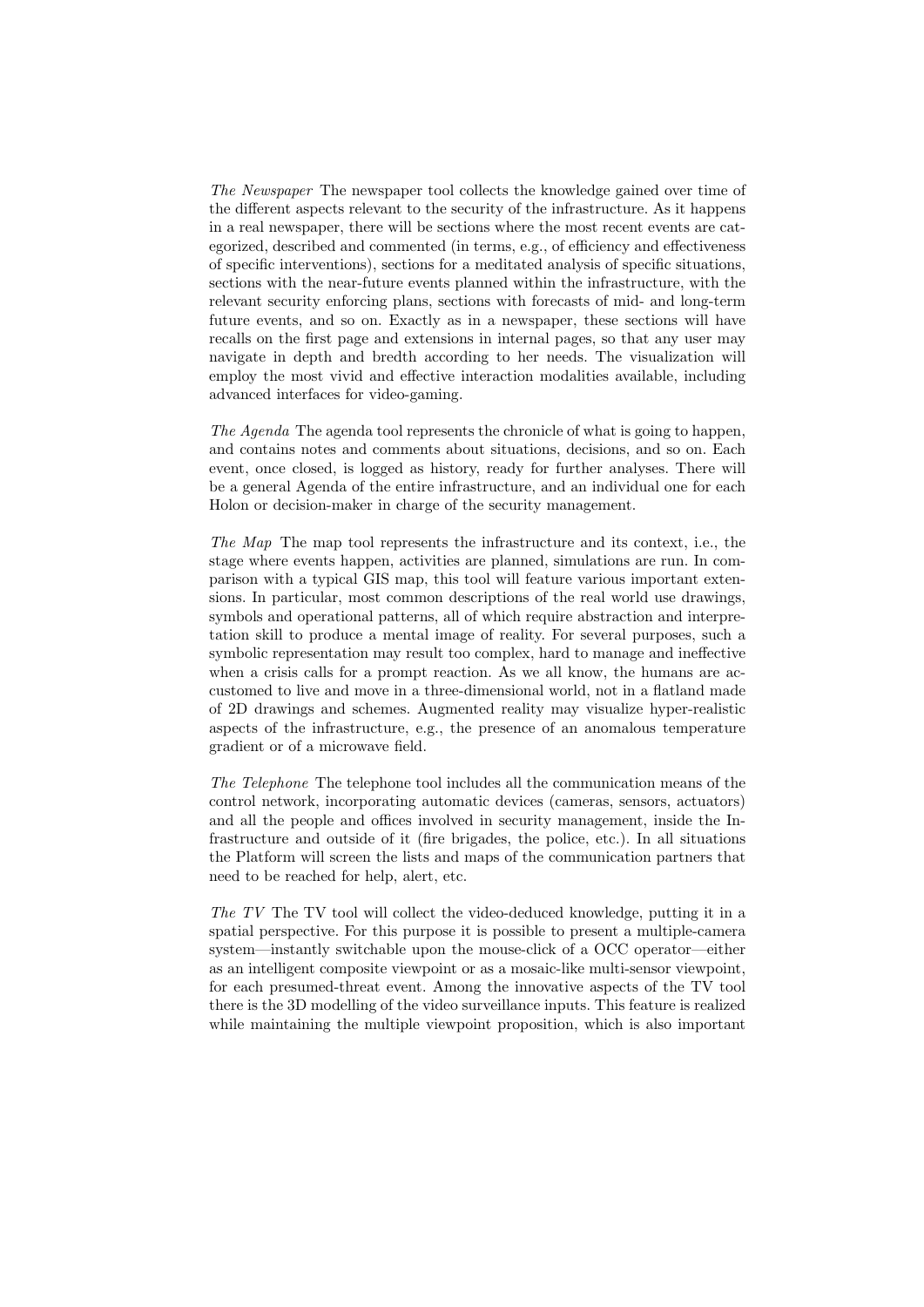*The Newspaper* The newspaper tool collects the knowledge gained over time of the different aspects relevant to the security of the infrastructure. As it happens in a real newspaper, there will be sections where the most recent events are categorized, described and commented (in terms, e.g., of efficiency and effectiveness of specific interventions), sections for a meditated analysis of specific situations, sections with the near-future events planned within the infrastructure, with the relevant security enforcing plans, sections with forecasts of mid- and long-term future events, and so on. Exactly as in a newspaper, these sections will have recalls on the first page and extensions in internal pages, so that any user may navigate in depth and bredth according to her needs. The visualization will employ the most vivid and effective interaction modalities available, including advanced interfaces for video-gaming.

*The Agenda* The agenda tool represents the chronicle of what is going to happen, and contains notes and comments about situations, decisions, and so on. Each event, once closed, is logged as history, ready for further analyses. There will be a general Agenda of the entire infrastructure, and an individual one for each Holon or decision-maker in charge of the security management.

*The Map* The map tool represents the infrastructure and its context, i.e., the stage where events happen, activities are planned, simulations are run. In comparison with a typical GIS map, this tool will feature various important extensions. In particular, most common descriptions of the real world use drawings, symbols and operational patterns, all of which require abstraction and interpretation skill to produce a mental image of reality. For several purposes, such a symbolic representation may result too complex, hard to manage and ineffective when a crisis calls for a prompt reaction. As we all know, the humans are accustomed to live and move in a three-dimensional world, not in a flatland made of 2D drawings and schemes. Augmented reality may visualize hyper-realistic aspects of the infrastructure, e.g., the presence of an anomalous temperature gradient or of a microwave field.

*The Telephone* The telephone tool includes all the communication means of the control network, incorporating automatic devices (cameras, sensors, actuators) and all the people and offices involved in security management, inside the Infrastructure and outside of it (fire brigades, the police, etc.). In all situations the Platform will screen the lists and maps of the communication partners that need to be reached for help, alert, etc.

*The TV* The TV tool will collect the video-deduced knowledge, putting it in a spatial perspective. For this purpose it is possible to present a multiple-camera system—instantly switchable upon the mouse-click of a OCC operator—either as an intelligent composite viewpoint or as a mosaic-like multi-sensor viewpoint, for each presumed-threat event. Among the innovative aspects of the TV tool there is the 3D modelling of the video surveillance inputs. This feature is realized while maintaining the multiple viewpoint proposition, which is also important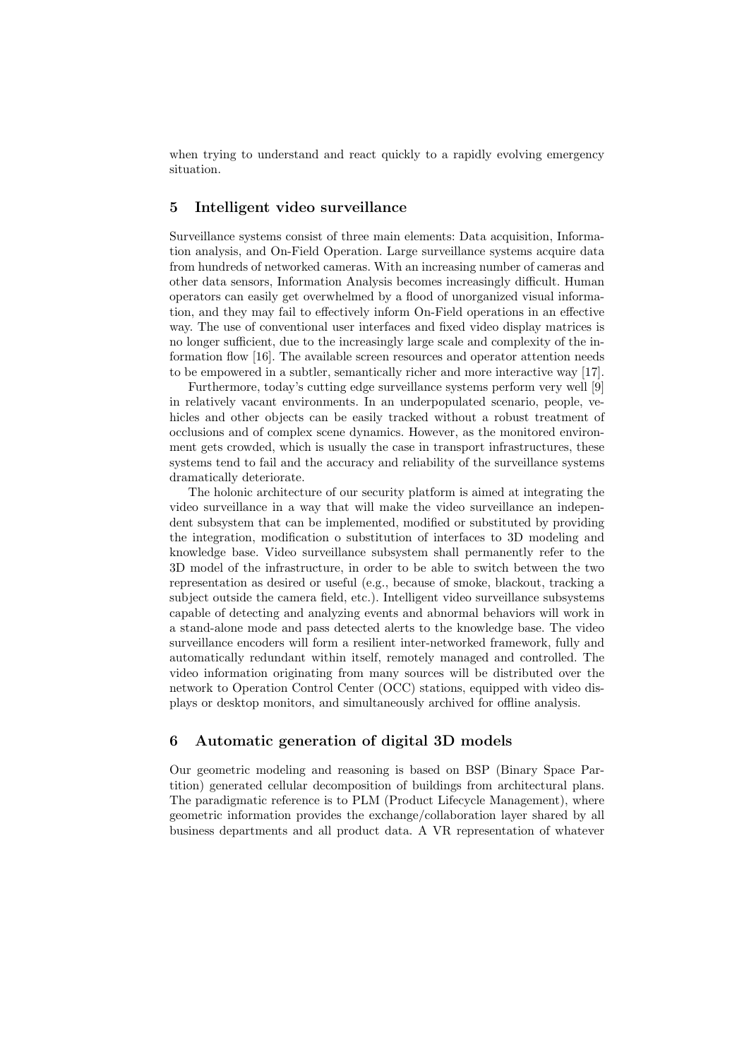when trying to understand and react quickly to a rapidly evolving emergency situation.

## 5 Intelligent video surveillance

Surveillance systems consist of three main elements: Data acquisition, Information analysis, and On-Field Operation. Large surveillance systems acquire data from hundreds of networked cameras. With an increasing number of cameras and other data sensors, Information Analysis becomes increasingly difficult. Human operators can easily get overwhelmed by a flood of unorganized visual information, and they may fail to effectively inform On-Field operations in an effective way. The use of conventional user interfaces and fixed video display matrices is no longer sufficient, due to the increasingly large scale and complexity of the information flow [16]. The available screen resources and operator attention needs to be empowered in a subtler, semantically richer and more interactive way [17].

Furthermore, today's cutting edge surveillance systems perform very well [9] in relatively vacant environments. In an underpopulated scenario, people, vehicles and other objects can be easily tracked without a robust treatment of occlusions and of complex scene dynamics. However, as the monitored environment gets crowded, which is usually the case in transport infrastructures, these systems tend to fail and the accuracy and reliability of the surveillance systems dramatically deteriorate.

The holonic architecture of our security platform is aimed at integrating the video surveillance in a way that will make the video surveillance an independent subsystem that can be implemented, modified or substituted by providing the integration, modification o substitution of interfaces to 3D modeling and knowledge base. Video surveillance subsystem shall permanently refer to the 3D model of the infrastructure, in order to be able to switch between the two representation as desired or useful (e.g., because of smoke, blackout, tracking a subject outside the camera field, etc.). Intelligent video surveillance subsystems capable of detecting and analyzing events and abnormal behaviors will work in a stand-alone mode and pass detected alerts to the knowledge base. The video surveillance encoders will form a resilient inter-networked framework, fully and automatically redundant within itself, remotely managed and controlled. The video information originating from many sources will be distributed over the network to Operation Control Center (OCC) stations, equipped with video displays or desktop monitors, and simultaneously archived for offline analysis.

## 6 Automatic generation of digital 3D models

Our geometric modeling and reasoning is based on BSP (Binary Space Partition) generated cellular decomposition of buildings from architectural plans. The paradigmatic reference is to PLM (Product Lifecycle Management), where geometric information provides the exchange/collaboration layer shared by all business departments and all product data. A VR representation of whatever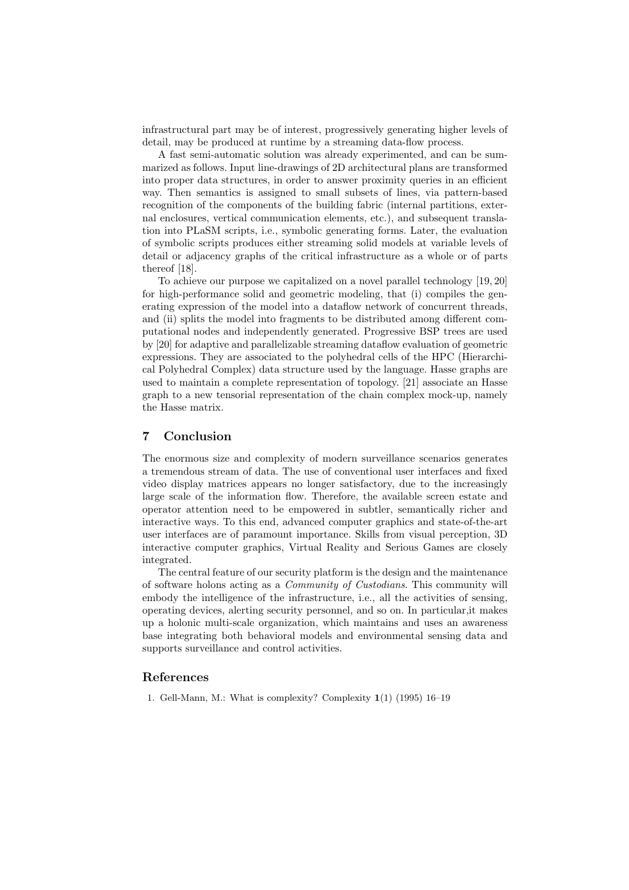infrastructural part may be of interest, progressively generating higher levels of detail, may be produced at runtime by a streaming data-flow process.

A fast semi-automatic solution was already experimented, and can be summarized as follows. Input line-drawings of 2D architectural plans are transformed into proper data structures, in order to answer proximity queries in an efficient way. Then semantics is assigned to small subsets of lines, via pattern-based recognition of the components of the building fabric (internal partitions, external enclosures, vertical communication elements, etc.), and subsequent translation into PLaSM scripts, i.e., symbolic generating forms. Later, the evaluation of symbolic scripts produces either streaming solid models at variable levels of detail or adjacency graphs of the critical infrastructure as a whole or of parts thereof [18].

To achieve our purpose we capitalized on a novel parallel technology [19, 20] for high-performance solid and geometric modeling, that (i) compiles the generating expression of the model into a dataflow network of concurrent threads, and (ii) splits the model into fragments to be distributed among different computational nodes and independently generated. Progressive BSP trees are used by [20] for adaptive and parallelizable streaming dataflow evaluation of geometric expressions. They are associated to the polyhedral cells of the HPC (Hierarchical Polyhedral Complex) data structure used by the language. Hasse graphs are used to maintain a complete representation of topology. [21] associate an Hasse graph to a new tensorial representation of the chain complex mock-up, namely the Hasse matrix.

## 7 Conclusion

The enormous size and complexity of modern surveillance scenarios generates a tremendous stream of data. The use of conventional user interfaces and fixed video display matrices appears no longer satisfactory, due to the increasingly large scale of the information flow. Therefore, the available screen estate and operator attention need to be empowered in subtler, semantically richer and interactive ways. To this end, advanced computer graphics and state-of-the-art user interfaces are of paramount importance. Skills from visual perception, 3D interactive computer graphics, Virtual Reality and Serious Games are closely integrated.

The central feature of our security platform is the design and the maintenance of software holons acting as a *Community of Custodians*. This community will embody the intelligence of the infrastructure, i.e., all the activities of sensing, operating devices, alerting security personnel, and so on. In particular,it makes up a holonic multi-scale organization, which maintains and uses an awareness base integrating both behavioral models and environmental sensing data and supports surveillance and control activities.

## References

1. Gell-Mann, M.: What is complexity? Complexity **1**(1) (1995) 16–19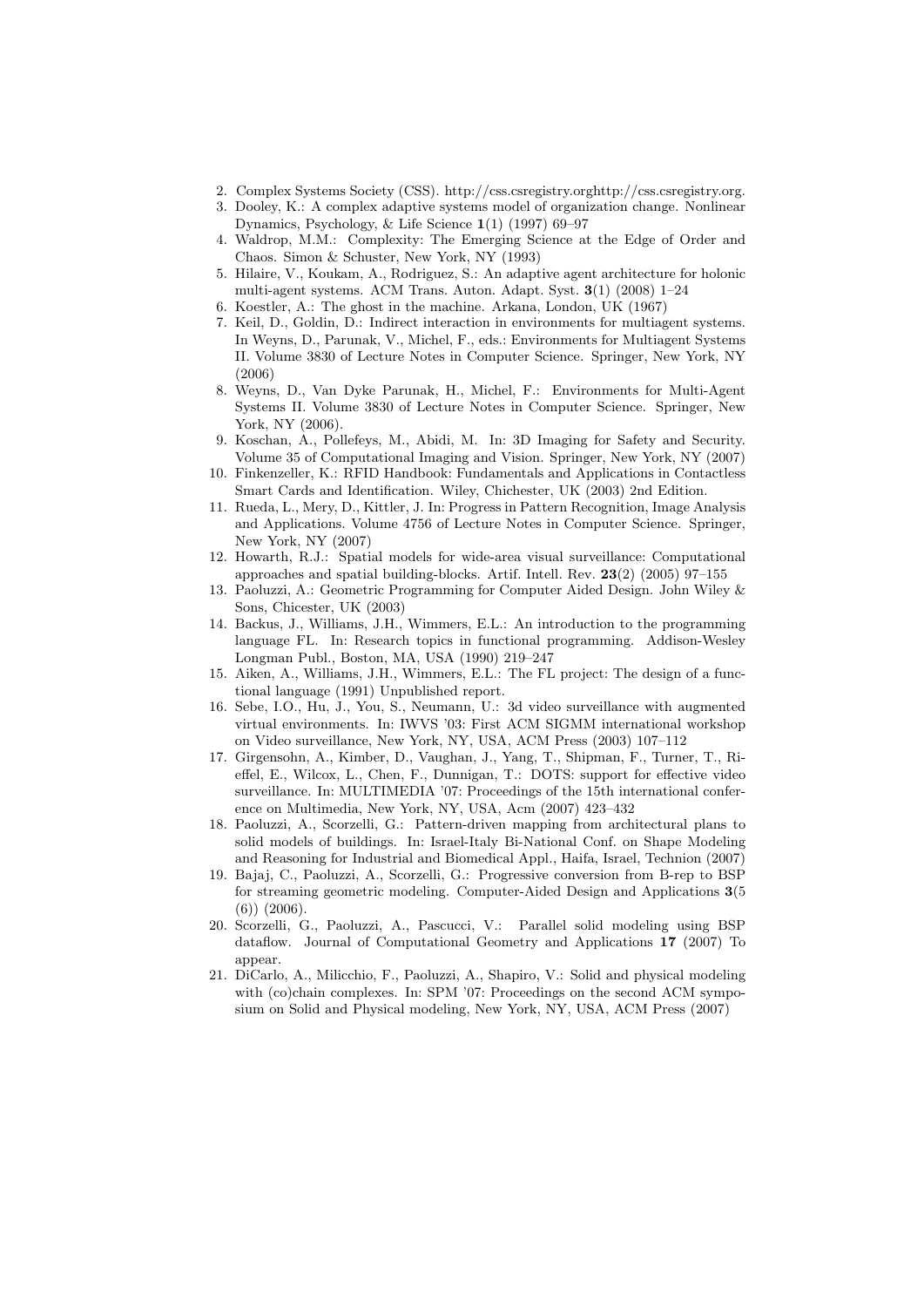2. Complex Systems Society (CSS). http://css.csregistry.orghttp://css.csregistry.org.
3. Dooley, K.: A complex adaptive systems model of organization change. Nonlinear Dynamics, Psychology, & Life Science **1**(1) (1997) 69–97
4. Waldrop, M.M.: Complexity: The Emerging Science at the Edge of Order and Chaos. Simon & Schuster, New York, NY (1993)
5. Hilaire, V., Koukam, A., Rodriguez, S.: An adaptive agent architecture for holonic multi-agent systems. ACM Trans. Auton. Adapt. Syst. **3**(1) (2008) 1–24
6. Koestler, A.: The ghost in the machine. Arkana, London, UK (1967)
7. Keil, D., Goldin, D.: Indirect interaction in environments for multiagent systems. In Weyns, D., Parunak, V., Michel, F., eds.: Environments for Multiagent Systems II. Volume 3830 of Lecture Notes in Computer Science. Springer, New York, NY (2006)
8. Weyns, D., Van Dyke Parunak, H., Michel, F.: Environments for Multi-Agent Systems II. Volume 3830 of Lecture Notes in Computer Science. Springer, New York, NY (2006).
9. Koschan, A., Pollefeys, M., Abidi, M. In: 3D Imaging for Safety and Security. Volume 35 of Computational Imaging and Vision. Springer, New York, NY (2007)
10. Finkenzeller, K.: RFID Handbook: Fundamentals and Applications in Contactless Smart Cards and Identification. Wiley, Chichester, UK (2003) 2nd Edition.
11. Rueda, L., Mery, D., Kittler, J. In: Progress in Pattern Recognition, Image Analysis and Applications. Volume 4756 of Lecture Notes in Computer Science. Springer, New York, NY (2007)
12. Howarth, R.J.: Spatial models for wide-area visual surveillance: Computational approaches and spatial building-blocks. Artif. Intell. Rev. **23**(2) (2005) 97–155
13. Paoluzzi, A.: Geometric Programming for Computer Aided Design. John Wiley & Sons, Chicester, UK (2003)
14. Backus, J., Williams, J.H., Wimmers, E.L.: An introduction to the programming language FL. In: Research topics in functional programming. Addison-Wesley Longman Publ., Boston, MA, USA (1990) 219–247
15. Aiken, A., Williams, J.H., Wimmers, E.L.: The FL project: The design of a functional language (1991) Unpublished report.
16. Sebe, I.O., Hu, J., You, S., Neumann, U.: 3d video surveillance with augmented virtual environments. In: IWVS '03: First ACM SIGMM international workshop on Video surveillance, New York, NY, USA, ACM Press (2003) 107–112
17. Girgensohn, A., Kimber, D., Vaughan, J., Yang, T., Shipman, F., Turner, T., Rieffel, E., Wilcox, L., Chen, F., Dunnigan, T.: DOTS: support for effective video surveillance. In: MULTIMEDIA '07: Proceedings of the 15th international conference on Multimedia, New York, NY, USA, Acm (2007) 423–432
18. Paoluzzi, A., Scorzelli, G.: Pattern-driven mapping from architectural plans to solid models of buildings. In: Israel-Italy Bi-National Conf. on Shape Modeling and Reasoning for Industrial and Biomedical Appl., Haifa, Israel, Technion (2007)
19. Bajaj, C., Paoluzzi, A., Scorzelli, G.: Progressive conversion from B-rep to BSP for streaming geometric modeling. Computer-Aided Design and Applications **3**(5 (6)) (2006).
20. Scorzelli, G., Paoluzzi, A., Pascucci, V.: Parallel solid modeling using BSP dataflow. Journal of Computational Geometry and Applications **17** (2007) To appear.
21. DiCarlo, A., Milicchio, F., Paoluzzi, A., Shapiro, V.: Solid and physical modeling with (co)chain complexes. In: SPM '07: Proceedings on the second ACM symposium on Solid and Physical modeling, New York, NY, USA, ACM Press (2007)